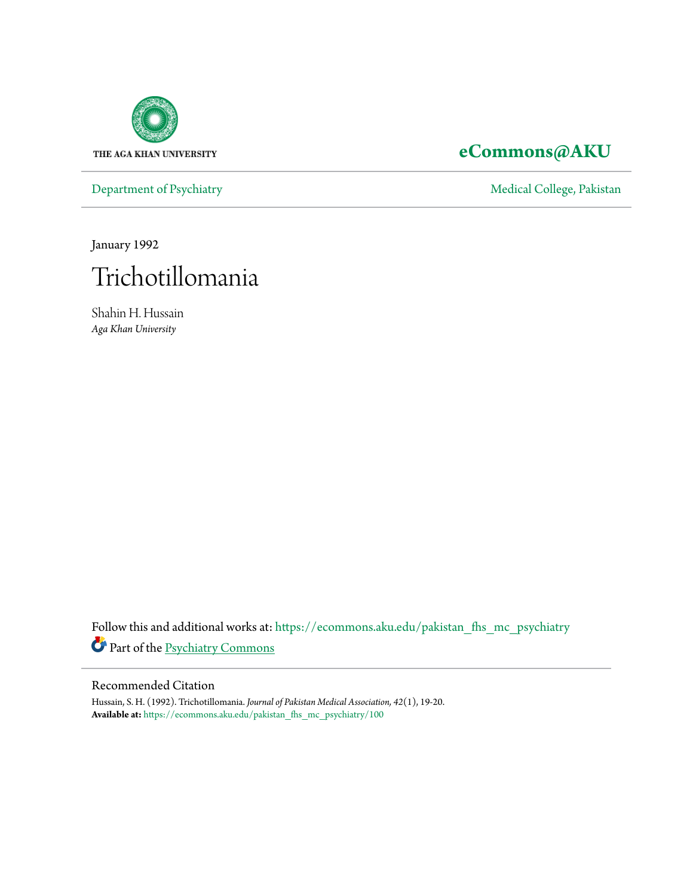THE AGA KHAN UNIVERSITY

**eCommons@AKU**

Department of Psychiatry

Medical College, Pakistan

January 1992

# Trichotillomania

Shahin H. Hussain
*Aga Khan University*

Follow this and additional works at: https://ecommons.aku.edu/pakistan_fhs_mc_psychiatry

Part of the Psychiatry Commons

## Recommended Citation

Hussain, S. H. (1992). Trichotillomania. *Journal of Pakistan Medical Association, 42*(1), 19-20.
**Available at:** https://ecommons.aku.edu/pakistan_fhs_mc_psychiatry/100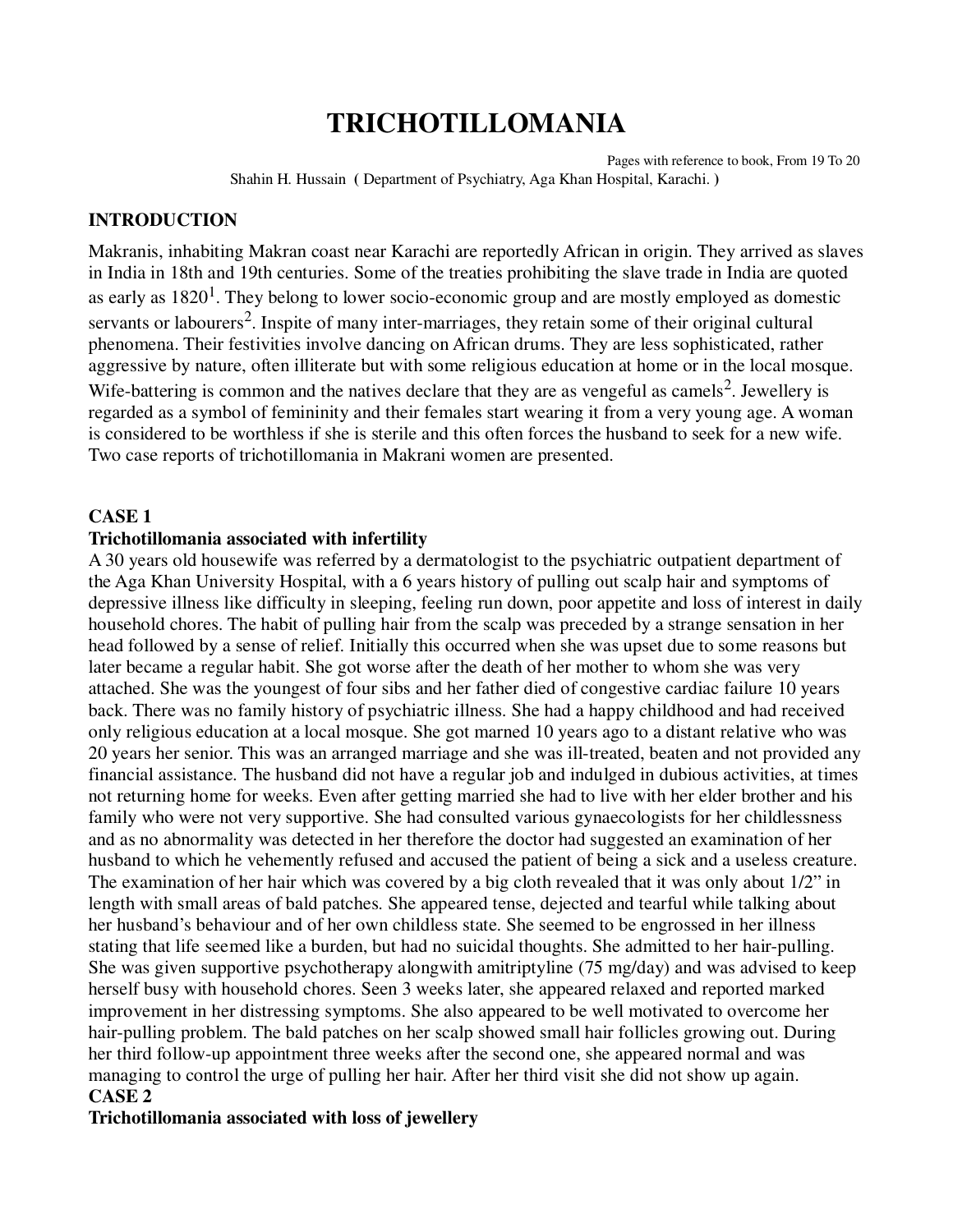# TRICHOTILLOMANIA

Pages with reference to book, From 19 To 20

Shahin H. Hussain ( Department of Psychiatry, Aga Khan Hospital, Karachi. )

## INTRODUCTION

Makranis, inhabiting Makran coast near Karachi are reportedly African in origin. They arrived as slaves in India in 18th and 19th centuries. Some of the treaties prohibiting the slave trade in India are quoted as early as 1820[1]. They belong to lower socio-economic group and are mostly employed as domestic servants or labourers[2]. Inspite of many inter-marriages, they retain some of their original cultural phenomena. Their festivities involve dancing on African drums. They are less sophisticated, rather aggressive by nature, often illiterate but with some religious education at home or in the local mosque. Wife-battering is common and the natives declare that they are as vengeful as camels[2]. Jewellery is regarded as a symbol of femininity and their females start wearing it from a very young age. A woman is considered to be worthless if she is sterile and this often forces the husband to seek for a new wife. Two case reports of trichotillomania in Makrani women are presented.

## CASE 1

### Trichotillomania associated with infertility

A 30 years old housewife was referred by a dermatologist to the psychiatric outpatient department of the Aga Khan University Hospital, with a 6 years history of pulling out scalp hair and symptoms of depressive illness like difficulty in sleeping, feeling run down, poor appetite and loss of interest in daily household chores. The habit of pulling hair from the scalp was preceded by a strange sensation in her head followed by a sense of relief. Initially this occurred when she was upset due to some reasons but later became a regular habit. She got worse after the death of her mother to whom she was very attached. She was the youngest of four sibs and her father died of congestive cardiac failure 10 years back. There was no family history of psychiatric illness. She had a happy childhood and had received only religious education at a local mosque. She got marned 10 years ago to a distant relative who was 20 years her senior. This was an arranged marriage and she was ill-treated, beaten and not provided any financial assistance. The husband did not have a regular job and indulged in dubious activities, at times not returning home for weeks. Even after getting married she had to live with her elder brother and his family who were not very supportive. She had consulted various gynaecologists for her childlessness and as no abnormality was detected in her therefore the doctor had suggested an examination of her husband to which he vehemently refused and accused the patient of being a sick and a useless creature. The examination of her hair which was covered by a big cloth revealed that it was only about 1/2" in length with small areas of bald patches. She appeared tense, dejected and tearful while talking about her husband's behaviour and of her own childless state. She seemed to be engrossed in her illness stating that life seemed like a burden, but had no suicidal thoughts. She admitted to her hair-pulling. She was given supportive psychotherapy alongwith amitriptyline (75 mg/day) and was advised to keep herself busy with household chores. Seen 3 weeks later, she appeared relaxed and reported marked improvement in her distressing symptoms. She also appeared to be well motivated to overcome her hair-pulling problem. The bald patches on her scalp showed small hair follicles growing out. During her third follow-up appointment three weeks after the second one, she appeared normal and was managing to control the urge of pulling her hair. After her third visit she did not show up again.

## CASE 2

### Trichotillomania associated with loss of jewellery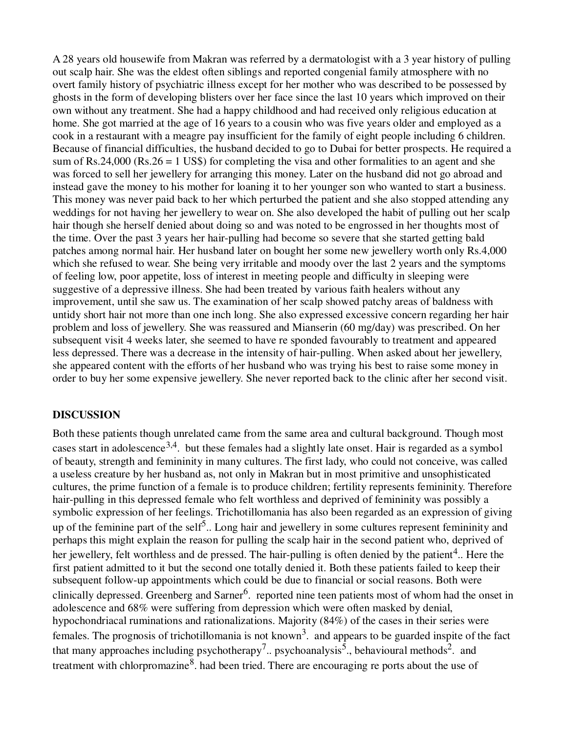A 28 years old housewife from Makran was referred by a dermatologist with a 3 year history of pulling out scalp hair. She was the eldest often siblings and reported congenial family atmosphere with no overt family history of psychiatric illness except for her mother who was described to be possessed by ghosts in the form of developing blisters over her face since the last 10 years which improved on their own without any treatment. She had a happy childhood and had received only religious education at home. She got married at the age of 16 years to a cousin who was five years older and employed as a cook in a restaurant with a meagre pay insufficient for the family of eight people including 6 children. Because of financial difficulties, the husband decided to go to Dubai for better prospects. He required a sum of Rs.24,000 (Rs.26 = 1 US$) for completing the visa and other formalities to an agent and she was forced to sell her jewellery for arranging this money. Later on the husband did not go abroad and instead gave the money to his mother for loaning it to her younger son who wanted to start a business. This money was never paid back to her which perturbed the patient and she also stopped attending any weddings for not having her jewellery to wear on. She also developed the habit of pulling out her scalp hair though she herself denied about doing so and was noted to be engrossed in her thoughts most of the time. Over the past 3 years her hair-pulling had become so severe that she started getting bald patches among normal hair. Her husband later on bought her some new jewellery worth only Rs.4,000 which she refused to wear. She being very irritable and moody over the last 2 years and the symptoms of feeling low, poor appetite, loss of interest in meeting people and difficulty in sleeping were suggestive of a depressive illness. She had been treated by various faith healers without any improvement, until she saw us. The examination of her scalp showed patchy areas of baldness with untidy short hair not more than one inch long. She also expressed excessive concern regarding her hair problem and loss of jewellery. She was reassured and Mianserin (60 mg/day) was prescribed. On her subsequent visit 4 weeks later, she seemed to have re sponded favourably to treatment and appeared less depressed. There was a decrease in the intensity of hair-pulling. When asked about her jewellery, she appeared content with the efforts of her husband who was trying his best to raise some money in order to buy her some expensive jewellery. She never reported back to the clinic after her second visit.

## DISCUSSION

Both these patients though unrelated came from the same area and cultural background. Though most cases start in adolescence[3,4]. but these females had a slightly late onset. Hair is regarded as a symbol of beauty, strength and femininity in many cultures. The first lady, who could not conceive, was called a useless creature by her husband as, not only in Makran but in most primitive and unsophisticated cultures, the prime function of a female is to produce children; fertility represents femininity. Therefore hair-pulling in this depressed female who felt worthless and deprived of femininity was possibly a symbolic expression of her feelings. Trichotillomania has also been regarded as an expression of giving up of the feminine part of the self[5].. Long hair and jewellery in some cultures represent femininity and perhaps this might explain the reason for pulling the scalp hair in the second patient who, deprived of her jewellery, felt worthless and de pressed. The hair-pulling is often denied by the patient[4].. Here the first patient admitted to it but the second one totally denied it. Both these patients failed to keep their subsequent follow-up appointments which could be due to financial or social reasons. Both were clinically depressed. Greenberg and Sarner[6]. reported nine teen patients most of whom had the onset in adolescence and 68% were suffering from depression which were often masked by denial, hypochondriacal ruminations and rationalizations. Majority (84%) of the cases in their series were females. The prognosis of trichotillomania is not known[3]. and appears to be guarded inspite of the fact that many approaches including psychotherapy[7].. psychoanalysis[5]., behavioural methods[2]. and treatment with chlorpromazine[8]. had been tried. There are encouraging re ports about the use of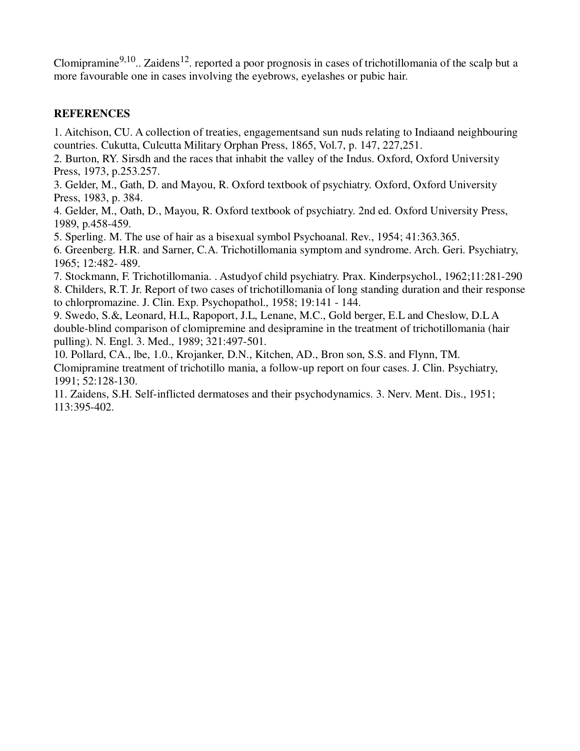Clomipramine[9,10].. Zaidens[12]. reported a poor prognosis in cases of trichotillomania of the scalp but a more favourable one in cases involving the eyebrows, eyelashes or pubic hair.

## REFERENCES

1. Aitchison, CU. A collection of treaties, engagementsand sun nuds relating to Indiaand neighbouring countries. Cukutta, Culcutta Military Orphan Press, 1865, Vol.7, p. 147, 227,251.
2. Burton, RY. Sirsdh and the races that inhabit the valley of the Indus. Oxford, Oxford University Press, 1973, p.253.257.
3. Gelder, M., Gath, D. and Mayou, R. Oxford textbook of psychiatry. Oxford, Oxford University Press, 1983, p. 384.
4. Gelder, M., Oath, D., Mayou, R. Oxford textbook of psychiatry. 2nd ed. Oxford University Press, 1989, p.458-459.
5. Sperling. M. The use of hair as a bisexual symbol Psychoanal. Rev., 1954; 41:363.365.
6. Greenberg. H.R. and Sarner, C.A. Trichotillomania symptom and syndrome. Arch. Geri. Psychiatry, 1965; 12:482- 489.
7. Stockmann, F. Trichotillomania. . Astudyof child psychiatry. Prax. Kinderpsychol., 1962;11:281-290
8. Childers, R.T. Jr. Report of two cases of trichotillomania of long standing duration and their response to chlorpromazine. J. Clin. Exp. Psychopathol., 1958; 19:141 - 144.
9. Swedo, S.&, Leonard, H.L, Rapoport, J.L, Lenane, M.C., Gold berger, E.L and Cheslow, D.L A double-blind comparison of clomipremine and desipramine in the treatment of trichotillomania (hair pulling). N. Engl. 3. Med., 1989; 321:497-501.
10. Pollard, CA., lbe, 1.0., Krojanker, D.N., Kitchen, AD., Bron son, S.S. and Flynn, TM. Clomipramine treatment of trichotillo mania, a follow-up report on four cases. J. Clin. Psychiatry, 1991; 52:128-130.
11. Zaidens, S.H. Self-inflicted dermatoses and their psychodynamics. 3. Nerv. Ment. Dis., 1951; 113:395-402.